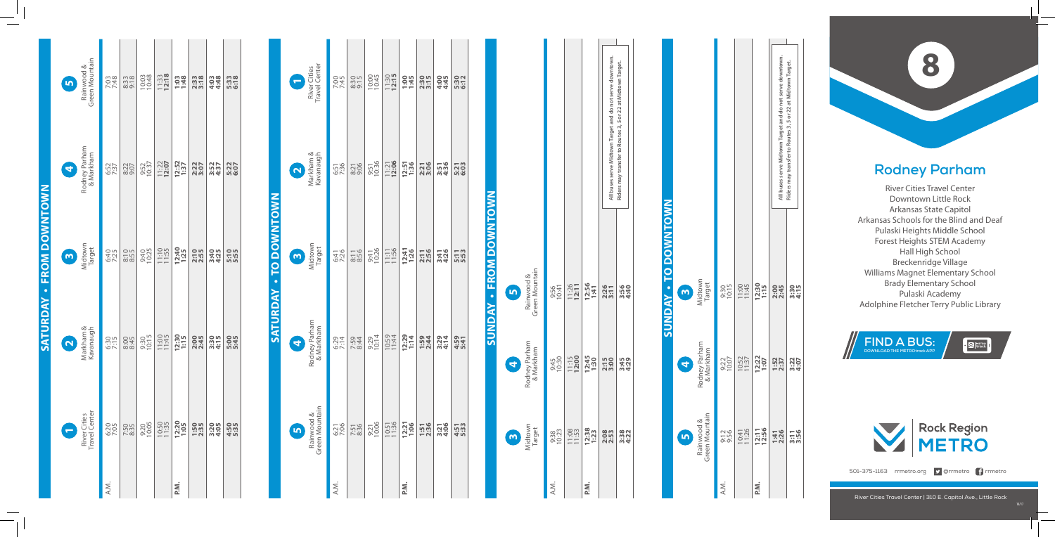# 8

## Rodney Parham

River Cities Travel Center
Downtown Little Rock
Arkansas State Capitol
Arkansas Schools for the Blind and Deaf
Pulaski Heights Middle School
Forest Heights STEM Academy
Hall High School
Breckenridge Village
Williams Magnet Elementary School
Brady Elementary School
Pulaski Academy
Adolphine Fletcher Terry Public Library

FIND A BUS: DOWNLOAD THE METROtrack APP

Rock Region METRO

501-375-1163 rrmetro.org @rrmetro rrmetro

River Cities Travel Center | 310 E. Capitol Ave., Little Rock

## SATURDAY • FROM DOWNTOWN

| | 1 River Cities Travel Center | 2 Markham & Kavanaugh | 3 Midtown Target | 4 Rodney Parham & Markham | 5 Rainwood & Green Mountain |
|---|---|---|---|---|---|
| A.M. | 6:20 | 6:30 | 6:40 | 6:52 | 7:03 |
| | 7:05 | 7:15 | 7:25 | 7:37 | 7:48 |
| | 7:50 | 8:00 | 8:10 | 8:22 | 8:33 |
| | 8:35 | 8:45 | 8:55 | 9:07 | 9:18 |
| | 9:20 | 9:30 | 9:40 | 9:52 | 10:03 |
| | 10:05 | 10:15 | 10:25 | 10:37 | 10:48 |
| | 10:50 | 11:00 | 11:10 | 11:22 | 11:33 |
| | 11:35 | 11:45 | 11:55 | **12:07** | **12:18** |
| P.M. | **12:20** | **12:30** | **12:40** | **12:52** | **1:03** |
| | **1:05** | **1:15** | **1:25** | **1:37** | **1:48** |
| | **1:50** | **2:00** | **2:10** | **2:22** | **2:33** |
| | **2:35** | **2:45** | **2:55** | **3:07** | **3:18** |
| | **3:20** | **3:30** | **3:40** | **3:52** | **4:03** |
| | **4:05** | **4:15** | **4:25** | **4:37** | **4:48** |
| | **4:50** | **5:00** | **5:10** | **5:22** | **5:33** |
| | **5:35** | **5:45** | **5:55** | **6:07** | **6:18** |

## SATURDAY • TO DOWNTOWN

| | 5 Rainwood & Green Mountain | 4 Rodney Parham & Markham | 3 Midtown Target | 2 Markham & Kavanaugh | 1 River Cities Travel Center |
|---|---|---|---|---|---|
| A.M. | 6:21 | 6:29 | 6:41 | 6:51 | 7:00 |
| | 7:06 | 7:14 | 7:26 | 7:36 | 7:45 |
| | 7:51 | 7:59 | 8:11 | 8:21 | 8:30 |
| | 8:36 | 8:44 | 8:56 | 9:06 | 9:15 |
| | 9:21 | 9:29 | 9:41 | 9:51 | 10:00 |
| | 10:06 | 10:14 | 10:26 | 10:36 | 10:45 |
| | 10:51 | 10:59 | 11:11 | 11:21 | 11:30 |
| | 11:36 | 11:44 | 11:56 | **12:06** | **12:15** |
| P.M. | **12:21** | **12:29** | **12:41** | **12:51** | **1:00** |
| | **1:06** | **1:14** | **1:26** | **1:36** | **1:45** |
| | **1:51** | **1:59** | **2:11** | **2:21** | **2:30** |
| | **2:36** | **2:44** | **2:56** | **3:06** | **3:15** |
| | **3:21** | **3:29** | **3:41** | **3:51** | **4:00** |
| | **4:06** | **4:14** | **4:26** | **4:36** | **4:45** |
| | **4:51** | **4:59** | **5:11** | **5:21** | **5:30** |
| | **5:33** | **5:41** | **5:53** | **6:03** | **6:12** |

## SUNDAY • FROM DOWNTOWN

| | 3 Midtown Target | 4 Rodney Parham & Markham | 5 Rainwood & Green Mountain |
|---|---|---|---|
| A.M. | 9:38 | 9:45 | 9:56 |
| | 10:23 | 10:30 | 10:41 |
| | 11:08 | 11:15 | 11:26 |
| | 11:53 | **12:00** | **12:11** |
| P.M. | **12:38** | **12:45** | **12:56** |
| | **1:23** | **1:30** | **1:41** |
| | **2:08** | **2:15** | **2:26** |
| | **2:53** | **3:00** | **3:11** |
| | **3:38** | **3:45** | **3:56** |
| | **4:22** | **4:29** | **4:40** |

All buses serve Midtown Target and do not serve downtown. Riders may transfer to Routes 3, 5 or 22 at Midtown Target.

## SUNDAY • TO DOWNTOWN

| | 5 Rainwood & Green Mountain | 4 Rodney Parham & Markham | 3 Midtown Target |
|---|---|---|---|
| A.M. | 9:12 | 9:22 | 9:30 |
| | 9:56 | 10:07 | 10:15 |
| | 10:41 | 10:52 | 11:00 |
| | 11:26 | 11:37 | 11:45 |
| P.M. | **12:11** | **12:22** | **12:30** |
| | **12:56** | **1:07** | **1:15** |
| | **1:41** | **1:52** | **2:00** |
| | **2:26** | **2:37** | **2:45** |
| | **3:11** | **3:22** | **3:30** |
| | **3:56** | **4:07** | **4:15** |

All buses serve Midtown Target and do not serve downtown. Riders may transfer to Routes 3, 5 or 22 at Midtown Target.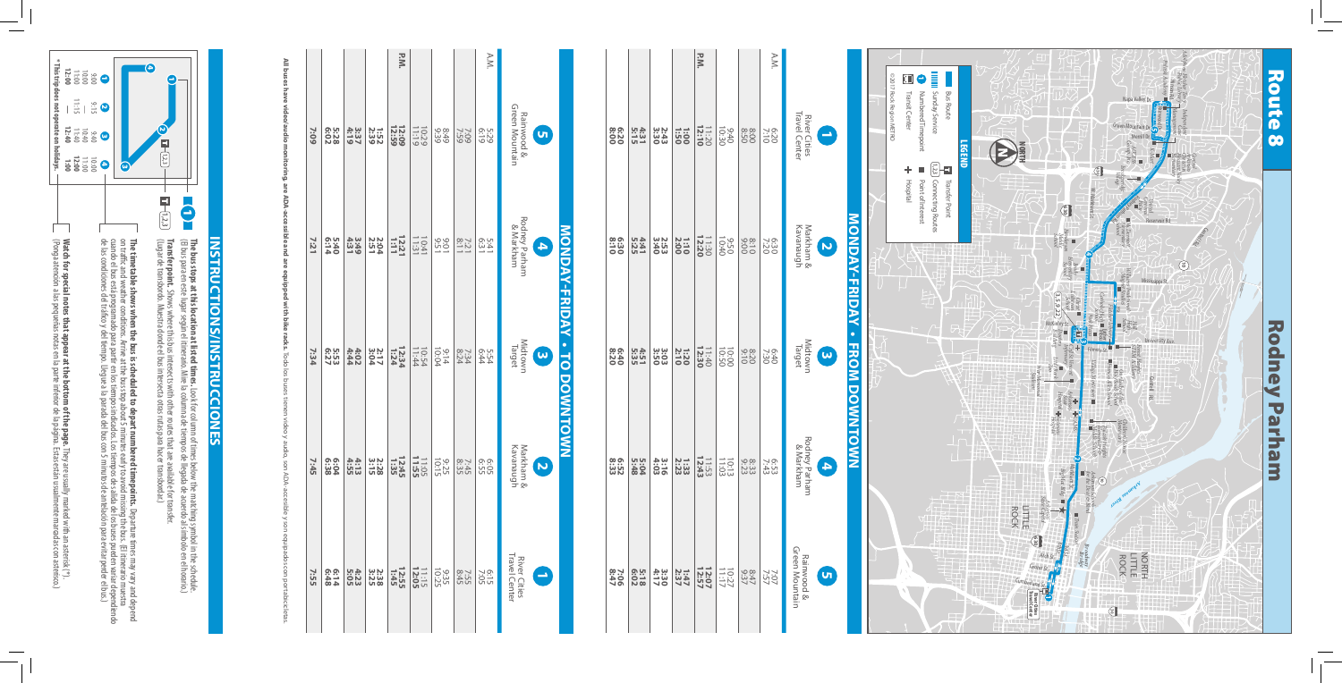# Route 8

# Rodney Parham

**LEGEND**

- Bus Route
- Sunday Service
- Numbered Timepoint
- Transit Center
- Transfer Point
- Connecting Routes
- Point of Interest
- Hospital

©2017 Rock Region METRO

## MONDAY-FRIDAY • FROM DOWNTOWN

| | 1 River Cities Travel Center | 2 Markham & Kavanaugh | 3 Midtown Target | 4 Rodney Parham & Markham | 5 Rainwood & Green Mountain |
|---|---|---|---|---|---|
| A.M. | 6:20 | 6:30 | 6:40 | 6:53 | 7:07 |
| | 7:10 | 7:20 | 7:30 | 7:43 | 7:57 |
| | 8:00 | 8:10 | 8:20 | 8:33 | 8:47 |
| | 8:50 | 9:00 | 9:10 | 9:23 | 9:37 |
| | 9:40 | 9:50 | 10:00 | 10:13 | 10:27 |
| | 10:30 | 10:40 | 10:50 | 11:03 | 11:17 |
| | 11:20 | 11:30 | 11:40 | 11:53 | **12:07** |
| P.M. | **12:10** | **12:20** | **12:30** | **12:43** | **12:57** |
| | **1:00** | **1:10** | **1:20** | **1:33** | **1:47** |
| | **1:50** | **2:00** | **2:10** | **2:23** | **2:37** |
| | **2:43** | **2:53** | **3:03** | **3:16** | **3:30** |
| | **3:30** | **3:40** | **3:50** | **4:03** | **4:17** |
| | **4:31** | **4:41** | **4:51** | **5:04** | **5:18** |
| | **5:15** | **5:25** | **5:35** | **5:48** | **6:02** |
| | **6:20** | **6:30** | **6:40** | **6:52** | **7:06** |
| | **8:00** | **8:10** | **8:20** | **8:33** | **8:47** |

## MONDAY-FRIDAY • TO DOWNTOWN

| | 5 Rainwood & Green Mountain | 4 Rodney Parham & Markham | 3 Midtown Target | 2 Markham & Kavanaugh | 1 River Cities Travel Center |
|---|---|---|---|---|---|
| A.M. | 5:29 | 5:41 | 5:54 | 6:05 | 6:15 |
| | 6:19 | 6:31 | 6:44 | 6:55 | 7:05 |
| | 7:09 | 7:21 | 7:34 | 7:45 | 7:55 |
| | 7:59 | 8:11 | 8:24 | 8:35 | 8:45 |
| | 8:49 | 9:01 | 9:14 | 9:25 | 9:35 |
| | 9:39 | 9:51 | 10:04 | 10:15 | 10:25 |
| | 10:29 | 10:41 | 10:54 | 11:05 | 11:15 |
| | 11:19 | 11:31 | 11:44 | 11:55 | **12:05** |
| P.M. | **12:09** | **12:21** | **12:34** | **12:45** | **12:55** |
| | **12:59** | **1:11** | **1:24** | **1:35** | **1:45** |
| | **1:52** | **2:04** | **2:17** | **2:28** | **2:38** |
| | **2:39** | **2:51** | **3:04** | **3:15** | **3:25** |
| | **3:37** | **3:49** | **4:02** | **4:13** | **4:23** |
| | **4:19** | **4:31** | **4:44** | **4:55** | **5:05** |
| | **5:28** | **5:40** | **5:53** | **6:04** | **6:14** |
| | **6:02** | **6:14** | **6:27** | **6:38** | **6:48** |
| | **7:09** | **7:21** | **7:34** | **7:45** | **7:55** |

**All buses have video/audio monitoring, are ADA-accessible and are equipped with bike racks.** Todos los buses tienen vídeo y audio, son ADA-accesibles y son equipados con portabicicletas.

## INSTRUCTIONS/INSTRUCCIONES

**The bus stops at this location at listed times.** Look for column of times below the matching symbol in the schedule.
(El bus para en este lugar según el itinerario. Mire la columna de tiempos de llegada de acuerdo al símbolo en el horario.)

**Transfer point.** Shows where this bus intersects with other routes that are available for transfer.
(Lugar de transbordo. Muestra dónde el bus intersecta otras rutas para hacer transbordar.)

**The timetable shows when the bus is scheduled to depart numbered timepoints.** Departure times may vary and depend on traffic and weather conditions. Arrive at the bus stop about 5 minutes early to avoid missing the bus. (El itinerario muestra cuando el bus está programado para salir de los puntos numerados. Los tiempos de salida de los buses pueden variar dependiendo de las condiciones del tráfico y del tiempo. Llegue a la parada del bus con 5 minutos de antelación para evitar perder el bus.)

**Watch for special notes that appear at the bottom of the page.** They are usually marked with an asterisk (*).
(Ponga atención a las pequeñas notas en la parte inferior de la página. Estas están usualmente marcadas con asterisco.)

| 1 | 2 | 3 | 4 |
|---|---|---|---|
| 9:00 | 9:15 | 9:40 | 10:00 |
| 10:00 | — | 10:40 | 11:00 |
| 11:00 | 11:15 | 11:40 | 12:00 |
| 12:00 | — | 12:40 | 1:00 |

*This trip does not operate on holiday.